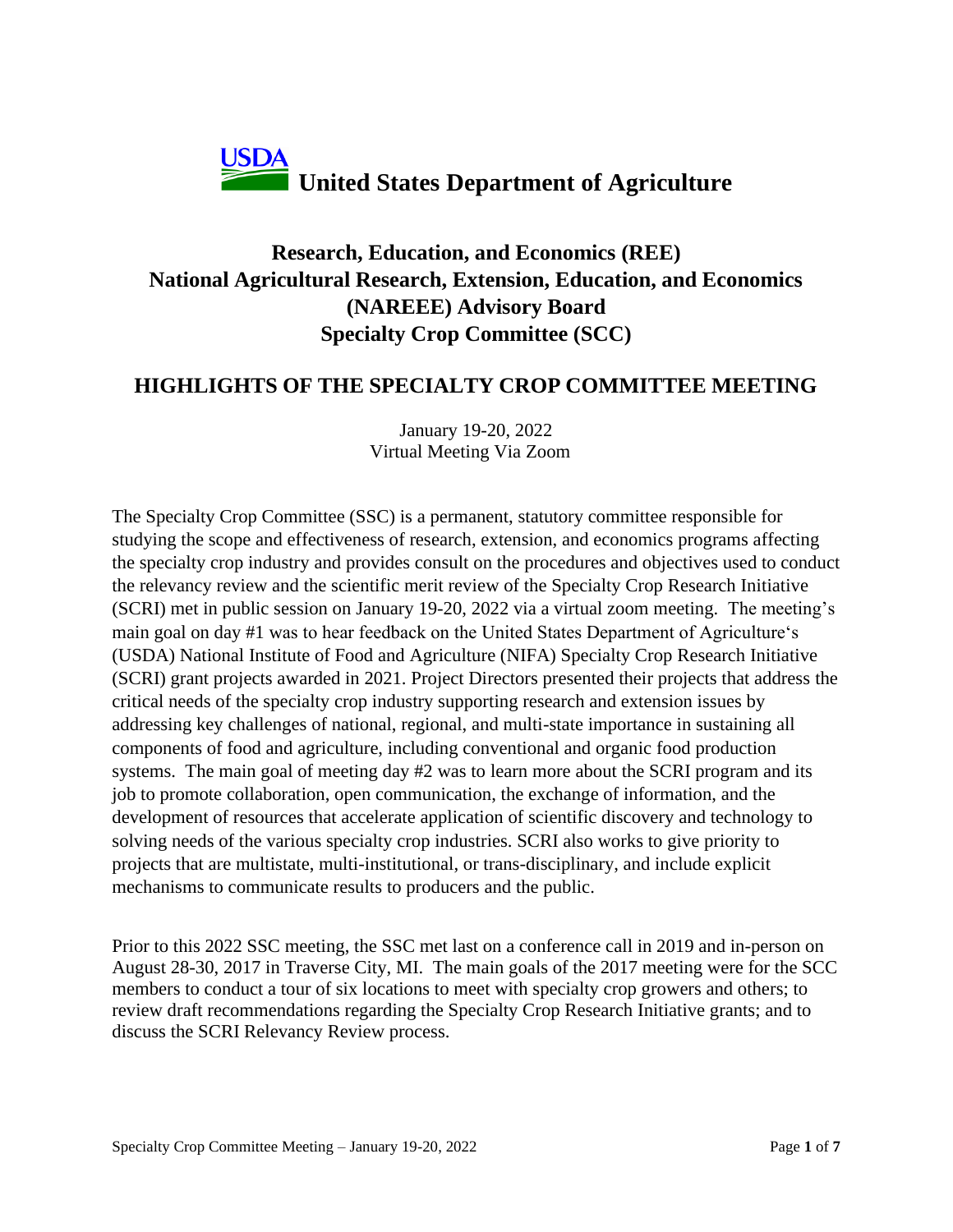**USDA United States Department of Agriculture**

# Research, Education, and Economics (REE) National Agricultural Research, Extension, Education, and Economics (NAREEE) Advisory Board Specialty Crop Committee (SCC)

## HIGHLIGHTS OF THE SPECIALTY CROP COMMITTEE MEETING

January 19-20, 2022
Virtual Meeting Via Zoom

The Specialty Crop Committee (SSC) is a permanent, statutory committee responsible for studying the scope and effectiveness of research, extension, and economics programs affecting the specialty crop industry and provides consult on the procedures and objectives used to conduct the relevancy review and the scientific merit review of the Specialty Crop Research Initiative (SCRI) met in public session on January 19-20, 2022 via a virtual zoom meeting. The meeting's main goal on day #1 was to hear feedback on the United States Department of Agriculture's (USDA) National Institute of Food and Agriculture (NIFA) Specialty Crop Research Initiative (SCRI) grant projects awarded in 2021. Project Directors presented their projects that address the critical needs of the specialty crop industry supporting research and extension issues by addressing key challenges of national, regional, and multi-state importance in sustaining all components of food and agriculture, including conventional and organic food production systems. The main goal of meeting day #2 was to learn more about the SCRI program and its job to promote collaboration, open communication, the exchange of information, and the development of resources that accelerate application of scientific discovery and technology to solving needs of the various specialty crop industries. SCRI also works to give priority to projects that are multistate, multi-institutional, or trans-disciplinary, and include explicit mechanisms to communicate results to producers and the public.

Prior to this 2022 SSC meeting, the SSC met last on a conference call in 2019 and in-person on August 28-30, 2017 in Traverse City, MI. The main goals of the 2017 meeting were for the SCC members to conduct a tour of six locations to meet with specialty crop growers and others; to review draft recommendations regarding the Specialty Crop Research Initiative grants; and to discuss the SCRI Relevancy Review process.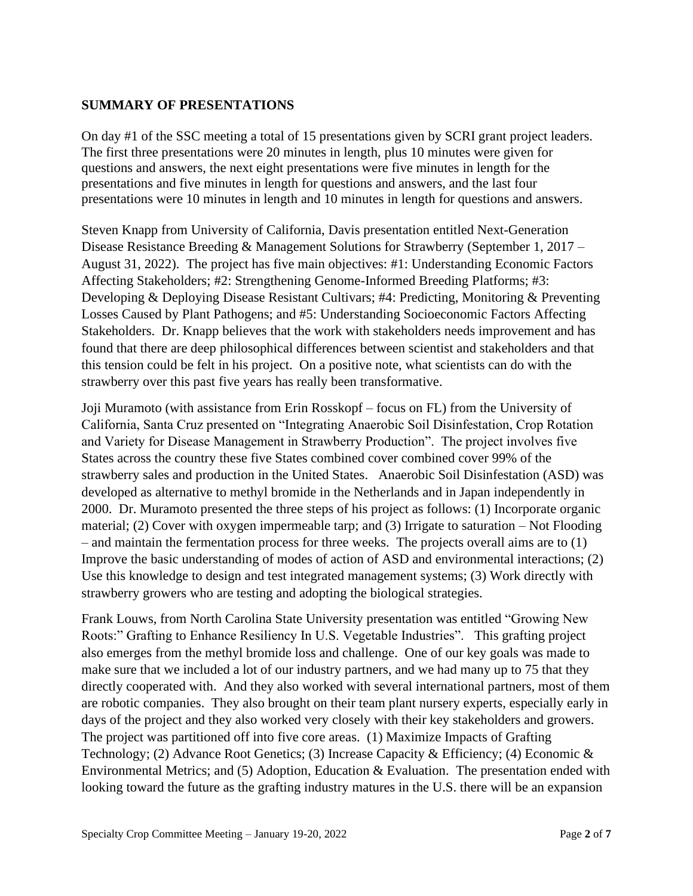## SUMMARY OF PRESENTATIONS

On day #1 of the SSC meeting a total of 15 presentations given by SCRI grant project leaders. The first three presentations were 20 minutes in length, plus 10 minutes were given for questions and answers, the next eight presentations were five minutes in length for the presentations and five minutes in length for questions and answers, and the last four presentations were 10 minutes in length and 10 minutes in length for questions and answers.

Steven Knapp from University of California, Davis presentation entitled Next-Generation Disease Resistance Breeding & Management Solutions for Strawberry (September 1, 2017 – August 31, 2022). The project has five main objectives: #1: Understanding Economic Factors Affecting Stakeholders; #2: Strengthening Genome-Informed Breeding Platforms; #3: Developing & Deploying Disease Resistant Cultivars; #4: Predicting, Monitoring & Preventing Losses Caused by Plant Pathogens; and #5: Understanding Socioeconomic Factors Affecting Stakeholders. Dr. Knapp believes that the work with stakeholders needs improvement and has found that there are deep philosophical differences between scientist and stakeholders and that this tension could be felt in his project. On a positive note, what scientists can do with the strawberry over this past five years has really been transformative.

Joji Muramoto (with assistance from Erin Rosskopf – focus on FL) from the University of California, Santa Cruz presented on "Integrating Anaerobic Soil Disinfestation, Crop Rotation and Variety for Disease Management in Strawberry Production". The project involves five States across the country these five States combined cover combined cover 99% of the strawberry sales and production in the United States. Anaerobic Soil Disinfestation (ASD) was developed as alternative to methyl bromide in the Netherlands and in Japan independently in 2000. Dr. Muramoto presented the three steps of his project as follows: (1) Incorporate organic material; (2) Cover with oxygen impermeable tarp; and (3) Irrigate to saturation – Not Flooding – and maintain the fermentation process for three weeks. The projects overall aims are to (1) Improve the basic understanding of modes of action of ASD and environmental interactions; (2) Use this knowledge to design and test integrated management systems; (3) Work directly with strawberry growers who are testing and adopting the biological strategies.

Frank Louws, from North Carolina State University presentation was entitled "Growing New Roots:" Grafting to Enhance Resiliency In U.S. Vegetable Industries". This grafting project also emerges from the methyl bromide loss and challenge. One of our key goals was made to make sure that we included a lot of our industry partners, and we had many up to 75 that they directly cooperated with. And they also worked with several international partners, most of them are robotic companies. They also brought on their team plant nursery experts, especially early in days of the project and they also worked very closely with their key stakeholders and growers. The project was partitioned off into five core areas. (1) Maximize Impacts of Grafting Technology; (2) Advance Root Genetics; (3) Increase Capacity & Efficiency; (4) Economic & Environmental Metrics; and (5) Adoption, Education & Evaluation. The presentation ended with looking toward the future as the grafting industry matures in the U.S. there will be an expansion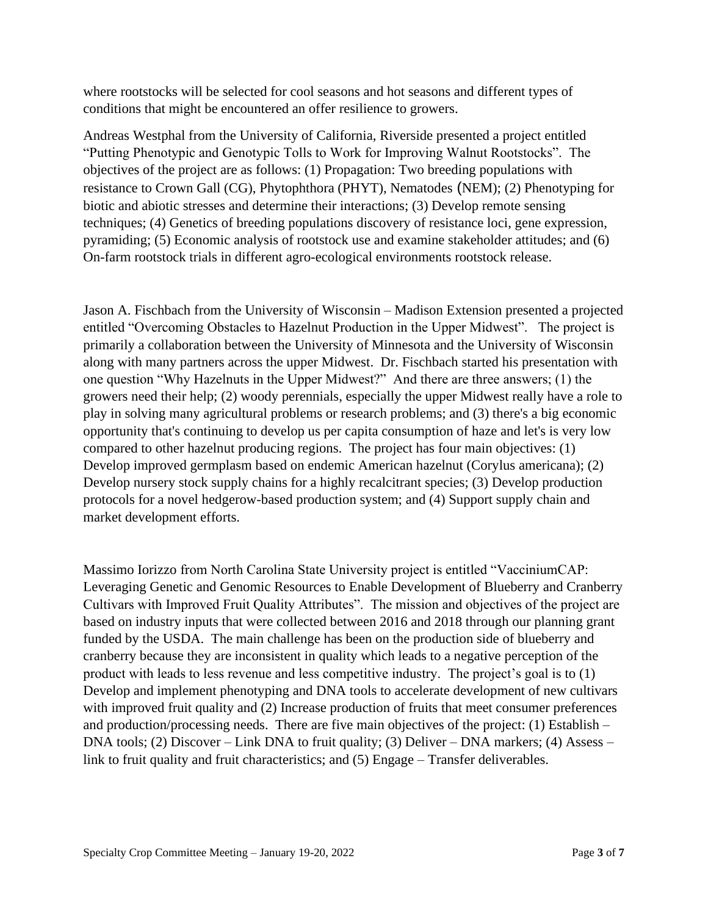where rootstocks will be selected for cool seasons and hot seasons and different types of conditions that might be encountered an offer resilience to growers.

Andreas Westphal from the University of California, Riverside presented a project entitled "Putting Phenotypic and Genotypic Tolls to Work for Improving Walnut Rootstocks". The objectives of the project are as follows: (1) Propagation: Two breeding populations with resistance to Crown Gall (CG), Phytophthora (PHYT), Nematodes (NEM); (2) Phenotyping for biotic and abiotic stresses and determine their interactions; (3) Develop remote sensing techniques; (4) Genetics of breeding populations discovery of resistance loci, gene expression, pyramiding; (5) Economic analysis of rootstock use and examine stakeholder attitudes; and (6) On-farm rootstock trials in different agro-ecological environments rootstock release.

Jason A. Fischbach from the University of Wisconsin – Madison Extension presented a projected entitled "Overcoming Obstacles to Hazelnut Production in the Upper Midwest". The project is primarily a collaboration between the University of Minnesota and the University of Wisconsin along with many partners across the upper Midwest. Dr. Fischbach started his presentation with one question "Why Hazelnuts in the Upper Midwest?" And there are three answers; (1) the growers need their help; (2) woody perennials, especially the upper Midwest really have a role to play in solving many agricultural problems or research problems; and (3) there's a big economic opportunity that's continuing to develop us per capita consumption of haze and let's is very low compared to other hazelnut producing regions. The project has four main objectives: (1) Develop improved germplasm based on endemic American hazelnut (Corylus americana); (2) Develop nursery stock supply chains for a highly recalcitrant species; (3) Develop production protocols for a novel hedgerow-based production system; and (4) Support supply chain and market development efforts.

Massimo Iorizzo from North Carolina State University project is entitled "VacciniumCAP: Leveraging Genetic and Genomic Resources to Enable Development of Blueberry and Cranberry Cultivars with Improved Fruit Quality Attributes". The mission and objectives of the project are based on industry inputs that were collected between 2016 and 2018 through our planning grant funded by the USDA. The main challenge has been on the production side of blueberry and cranberry because they are inconsistent in quality which leads to a negative perception of the product with leads to less revenue and less competitive industry. The project's goal is to (1) Develop and implement phenotyping and DNA tools to accelerate development of new cultivars with improved fruit quality and (2) Increase production of fruits that meet consumer preferences and production/processing needs. There are five main objectives of the project: (1) Establish – DNA tools; (2) Discover – Link DNA to fruit quality; (3) Deliver – DNA markers; (4) Assess – link to fruit quality and fruit characteristics; and (5) Engage – Transfer deliverables.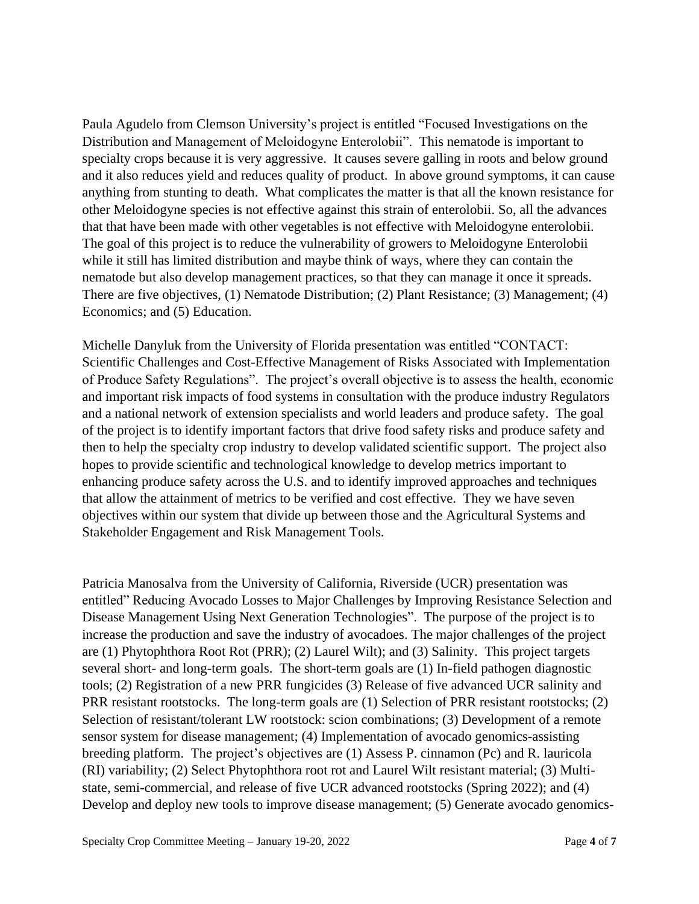Paula Agudelo from Clemson University's project is entitled "Focused Investigations on the Distribution and Management of Meloidogyne Enterolobii". This nematode is important to specialty crops because it is very aggressive. It causes severe galling in roots and below ground and it also reduces yield and reduces quality of product. In above ground symptoms, it can cause anything from stunting to death. What complicates the matter is that all the known resistance for other Meloidogyne species is not effective against this strain of enterolobii. So, all the advances that that have been made with other vegetables is not effective with Meloidogyne enterolobii. The goal of this project is to reduce the vulnerability of growers to Meloidogyne Enterolobii while it still has limited distribution and maybe think of ways, where they can contain the nematode but also develop management practices, so that they can manage it once it spreads. There are five objectives, (1) Nematode Distribution; (2) Plant Resistance; (3) Management; (4) Economics; and (5) Education.

Michelle Danyluk from the University of Florida presentation was entitled "CONTACT: Scientific Challenges and Cost-Effective Management of Risks Associated with Implementation of Produce Safety Regulations". The project's overall objective is to assess the health, economic and important risk impacts of food systems in consultation with the produce industry Regulators and a national network of extension specialists and world leaders and produce safety. The goal of the project is to identify important factors that drive food safety risks and produce safety and then to help the specialty crop industry to develop validated scientific support. The project also hopes to provide scientific and technological knowledge to develop metrics important to enhancing produce safety across the U.S. and to identify improved approaches and techniques that allow the attainment of metrics to be verified and cost effective. They we have seven objectives within our system that divide up between those and the Agricultural Systems and Stakeholder Engagement and Risk Management Tools.

Patricia Manosalva from the University of California, Riverside (UCR) presentation was entitled" Reducing Avocado Losses to Major Challenges by Improving Resistance Selection and Disease Management Using Next Generation Technologies". The purpose of the project is to increase the production and save the industry of avocadoes. The major challenges of the project are (1) Phytophthora Root Rot (PRR); (2) Laurel Wilt); and (3) Salinity. This project targets several short- and long-term goals. The short-term goals are (1) In-field pathogen diagnostic tools; (2) Registration of a new PRR fungicides (3) Release of five advanced UCR salinity and PRR resistant rootstocks. The long-term goals are (1) Selection of PRR resistant rootstocks; (2) Selection of resistant/tolerant LW rootstock: scion combinations; (3) Development of a remote sensor system for disease management; (4) Implementation of avocado genomics-assisting breeding platform. The project's objectives are (1) Assess P. cinnamon (Pc) and R. lauricola (Rl) variability; (2) Select Phytophthora root rot and Laurel Wilt resistant material; (3) Multi-state, semi-commercial, and release of five UCR advanced rootstocks (Spring 2022); and (4) Develop and deploy new tools to improve disease management; (5) Generate avocado genomics-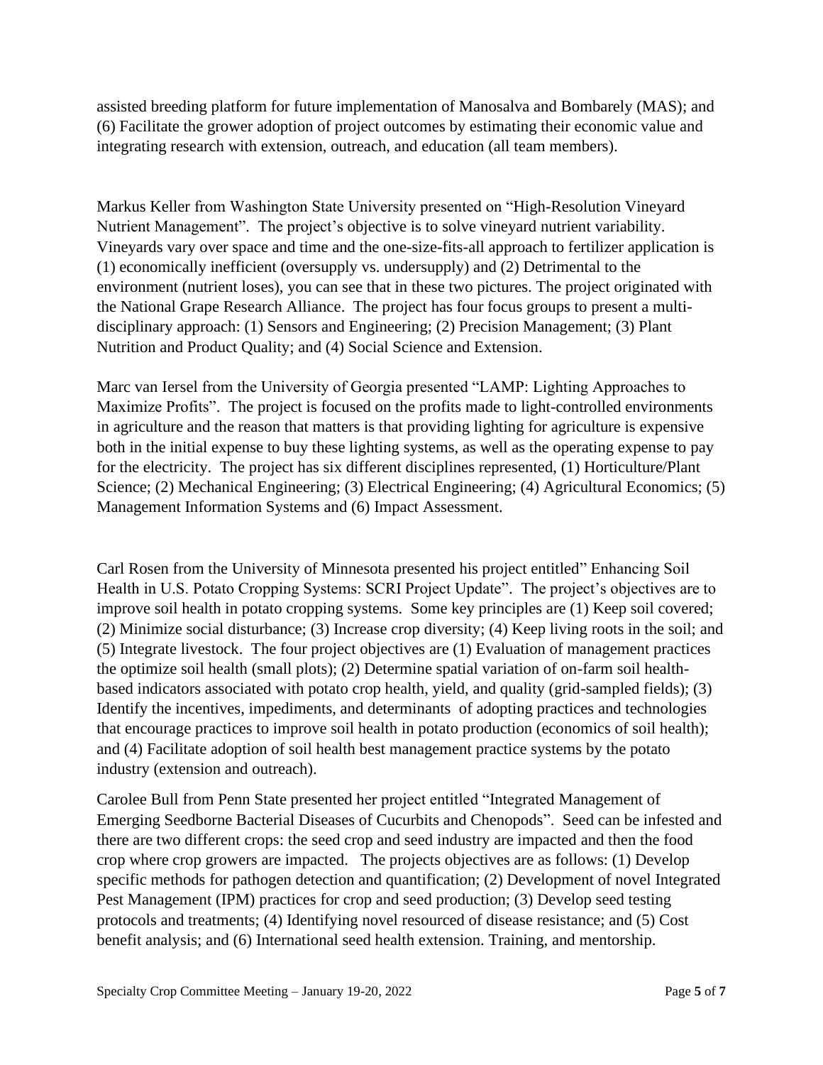assisted breeding platform for future implementation of Manosalva and Bombarely (MAS); and (6) Facilitate the grower adoption of project outcomes by estimating their economic value and integrating research with extension, outreach, and education (all team members).

Markus Keller from Washington State University presented on "High-Resolution Vineyard Nutrient Management". The project's objective is to solve vineyard nutrient variability. Vineyards vary over space and time and the one-size-fits-all approach to fertilizer application is (1) economically inefficient (oversupply vs. undersupply) and (2) Detrimental to the environment (nutrient loses), you can see that in these two pictures. The project originated with the National Grape Research Alliance. The project has four focus groups to present a multi-disciplinary approach: (1) Sensors and Engineering; (2) Precision Management; (3) Plant Nutrition and Product Quality; and (4) Social Science and Extension.

Marc van Iersel from the University of Georgia presented "LAMP: Lighting Approaches to Maximize Profits". The project is focused on the profits made to light-controlled environments in agriculture and the reason that matters is that providing lighting for agriculture is expensive both in the initial expense to buy these lighting systems, as well as the operating expense to pay for the electricity. The project has six different disciplines represented, (1) Horticulture/Plant Science; (2) Mechanical Engineering; (3) Electrical Engineering; (4) Agricultural Economics; (5) Management Information Systems and (6) Impact Assessment.

Carl Rosen from the University of Minnesota presented his project entitled" Enhancing Soil Health in U.S. Potato Cropping Systems: SCRI Project Update". The project's objectives are to improve soil health in potato cropping systems. Some key principles are (1) Keep soil covered; (2) Minimize social disturbance; (3) Increase crop diversity; (4) Keep living roots in the soil; and (5) Integrate livestock. The four project objectives are (1) Evaluation of management practices the optimize soil health (small plots); (2) Determine spatial variation of on-farm soil health-based indicators associated with potato crop health, yield, and quality (grid-sampled fields); (3) Identify the incentives, impediments, and determinants of adopting practices and technologies that encourage practices to improve soil health in potato production (economics of soil health); and (4) Facilitate adoption of soil health best management practice systems by the potato industry (extension and outreach).

Carolee Bull from Penn State presented her project entitled "Integrated Management of Emerging Seedborne Bacterial Diseases of Cucurbits and Chenopods". Seed can be infested and there are two different crops: the seed crop and seed industry are impacted and then the food crop where crop growers are impacted. The projects objectives are as follows: (1) Develop specific methods for pathogen detection and quantification; (2) Development of novel Integrated Pest Management (IPM) practices for crop and seed production; (3) Develop seed testing protocols and treatments; (4) Identifying novel resourced of disease resistance; and (5) Cost benefit analysis; and (6) International seed health extension. Training, and mentorship.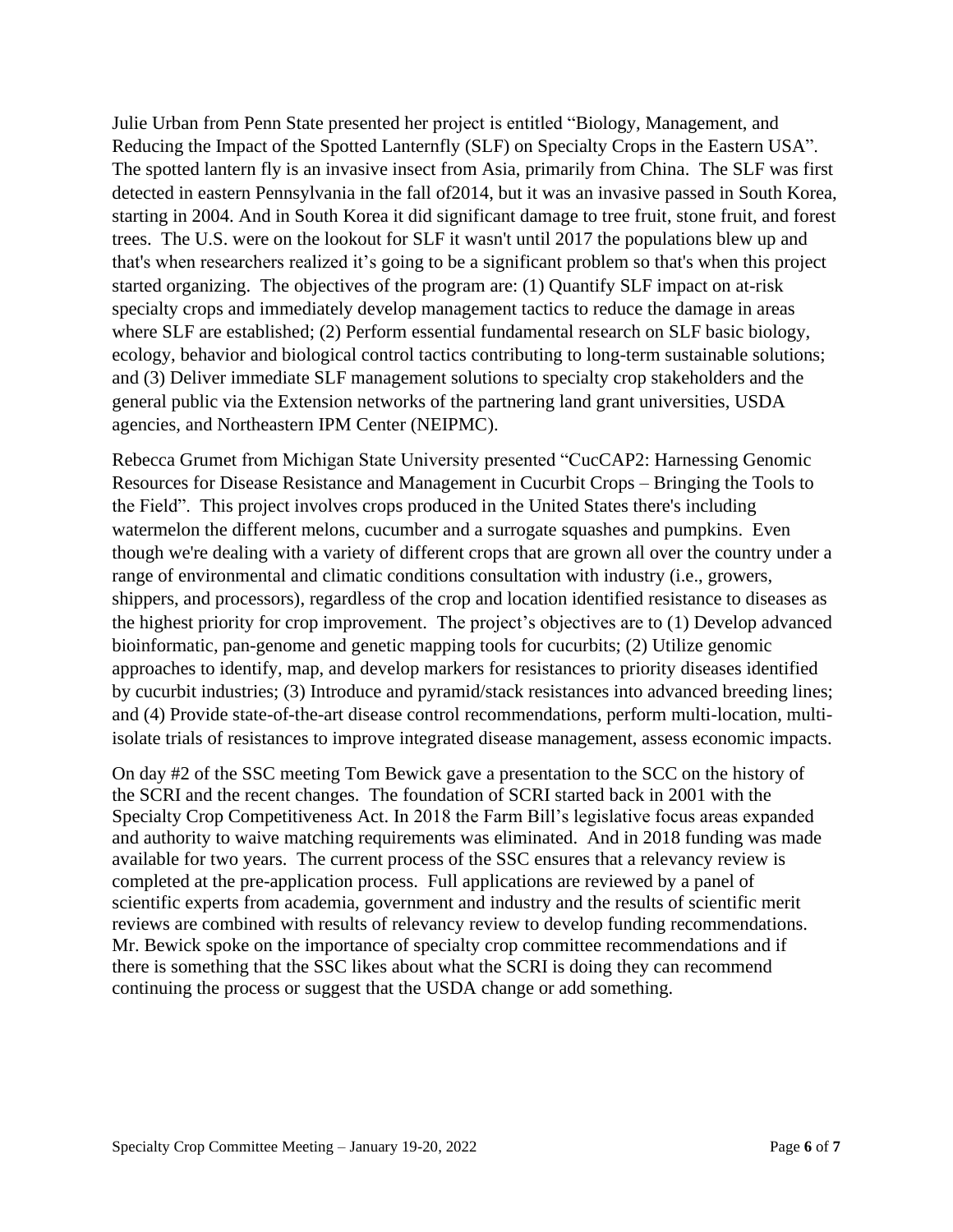Julie Urban from Penn State presented her project is entitled "Biology, Management, and Reducing the Impact of the Spotted Lanternfly (SLF) on Specialty Crops in the Eastern USA". The spotted lantern fly is an invasive insect from Asia, primarily from China. The SLF was first detected in eastern Pennsylvania in the fall of2014, but it was an invasive passed in South Korea, starting in 2004. And in South Korea it did significant damage to tree fruit, stone fruit, and forest trees. The U.S. were on the lookout for SLF it wasn't until 2017 the populations blew up and that's when researchers realized it's going to be a significant problem so that's when this project started organizing. The objectives of the program are: (1) Quantify SLF impact on at-risk specialty crops and immediately develop management tactics to reduce the damage in areas where SLF are established; (2) Perform essential fundamental research on SLF basic biology, ecology, behavior and biological control tactics contributing to long-term sustainable solutions; and (3) Deliver immediate SLF management solutions to specialty crop stakeholders and the general public via the Extension networks of the partnering land grant universities, USDA agencies, and Northeastern IPM Center (NEIPMC).

Rebecca Grumet from Michigan State University presented "CucCAP2: Harnessing Genomic Resources for Disease Resistance and Management in Cucurbit Crops – Bringing the Tools to the Field". This project involves crops produced in the United States there's including watermelon the different melons, cucumber and a surrogate squashes and pumpkins. Even though we're dealing with a variety of different crops that are grown all over the country under a range of environmental and climatic conditions consultation with industry (i.e., growers, shippers, and processors), regardless of the crop and location identified resistance to diseases as the highest priority for crop improvement. The project's objectives are to (1) Develop advanced bioinformatic, pan-genome and genetic mapping tools for cucurbits; (2) Utilize genomic approaches to identify, map, and develop markers for resistances to priority diseases identified by cucurbit industries; (3) Introduce and pyramid/stack resistances into advanced breeding lines; and (4) Provide state-of-the-art disease control recommendations, perform multi-location, multi-isolate trials of resistances to improve integrated disease management, assess economic impacts.

On day #2 of the SSC meeting Tom Bewick gave a presentation to the SCC on the history of the SCRI and the recent changes. The foundation of SCRI started back in 2001 with the Specialty Crop Competitiveness Act. In 2018 the Farm Bill's legislative focus areas expanded and authority to waive matching requirements was eliminated. And in 2018 funding was made available for two years. The current process of the SSC ensures that a relevancy review is completed at the pre-application process. Full applications are reviewed by a panel of scientific experts from academia, government and industry and the results of scientific merit reviews are combined with results of relevancy review to develop funding recommendations. Mr. Bewick spoke on the importance of specialty crop committee recommendations and if there is something that the SSC likes about what the SCRI is doing they can recommend continuing the process or suggest that the USDA change or add something.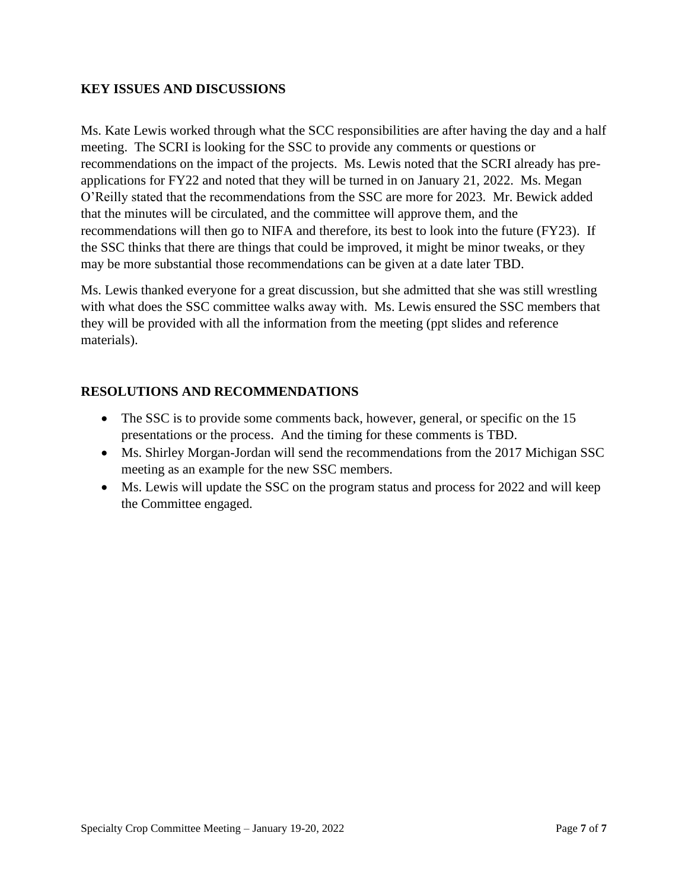## KEY ISSUES AND DISCUSSIONS

Ms. Kate Lewis worked through what the SCC responsibilities are after having the day and a half meeting. The SCRI is looking for the SSC to provide any comments or questions or recommendations on the impact of the projects. Ms. Lewis noted that the SCRI already has pre-applications for FY22 and noted that they will be turned in on January 21, 2022. Ms. Megan O'Reilly stated that the recommendations from the SSC are more for 2023. Mr. Bewick added that the minutes will be circulated, and the committee will approve them, and the recommendations will then go to NIFA and therefore, its best to look into the future (FY23). If the SSC thinks that there are things that could be improved, it might be minor tweaks, or they may be more substantial those recommendations can be given at a date later TBD.

Ms. Lewis thanked everyone for a great discussion, but she admitted that she was still wrestling with what does the SSC committee walks away with. Ms. Lewis ensured the SSC members that they will be provided with all the information from the meeting (ppt slides and reference materials).

## RESOLUTIONS AND RECOMMENDATIONS

- The SSC is to provide some comments back, however, general, or specific on the 15 presentations or the process. And the timing for these comments is TBD.
- Ms. Shirley Morgan-Jordan will send the recommendations from the 2017 Michigan SSC meeting as an example for the new SSC members.
- Ms. Lewis will update the SSC on the program status and process for 2022 and will keep the Committee engaged.